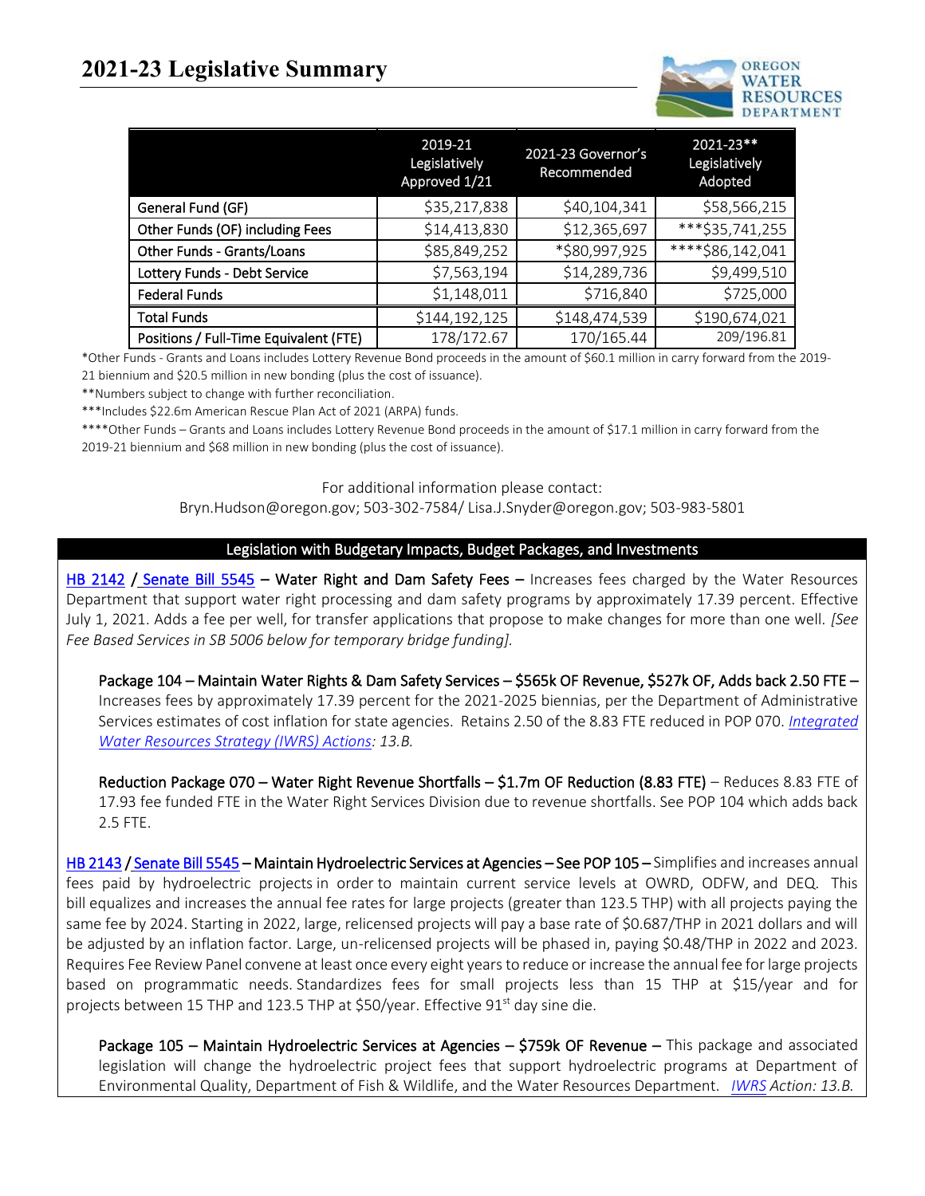# 2021-23 Legislative Summary

| | 2019-21 Legislatively Approved 1/21 | 2021-23 Governor's Recommended | 2021-23** Legislatively Adopted |
|---|---|---|---|
| General Fund (GF) | $35,217,838 | $40,104,341 | $58,566,215 |
| Other Funds (OF) including Fees | $14,413,830 | $12,365,697 | ***$35,741,255 |
| Other Funds - Grants/Loans | $85,849,252 | *$80,997,925 | ****$86,142,041 |
| Lottery Funds - Debt Service | $7,563,194 | $14,289,736 | $9,499,510 |
| Federal Funds | $1,148,011 | $716,840 | $725,000 |
| Total Funds | $144,192,125 | $148,474,539 | $190,674,021 |
| Positions / Full-Time Equivalent (FTE) | 178/172.67 | 170/165.44 | 209/196.81 |

*Other Funds - Grants and Loans includes Lottery Revenue Bond proceeds in the amount of $60.1 million in carry forward from the 2019-21 biennium and $20.5 million in new bonding (plus the cost of issuance).

**Numbers subject to change with further reconciliation.

***Includes $22.6m American Rescue Plan Act of 2021 (ARPA) funds.

****Other Funds – Grants and Loans includes Lottery Revenue Bond proceeds in the amount of $17.1 million in carry forward from the 2019-21 biennium and $68 million in new bonding (plus the cost of issuance).

For additional information please contact:
Bryn.Hudson@oregon.gov; 503-302-7584/ Lisa.J.Snyder@oregon.gov; 503-983-5801

## Legislation with Budgetary Impacts, Budget Packages, and Investments

HB 2142 / Senate Bill 5545 – **Water Right and Dam Safety Fees** – Increases fees charged by the Water Resources Department that support water right processing and dam safety programs by approximately 17.39 percent. Effective July 1, 2021. Adds a fee per well, for transfer applications that propose to make changes for more than one well. *[See Fee Based Services in SB 5006 below for temporary bridge funding].*

**Package 104 – Maintain Water Rights & Dam Safety Services – $565k OF Revenue, $527k OF, Adds back 2.50 FTE –** Increases fees by approximately 17.39 percent for the 2021-2025 biennias, per the Department of Administrative Services estimates of cost inflation for state agencies. Retains 2.50 of the 8.83 FTE reduced in POP 070. *Integrated Water Resources Strategy (IWRS) Actions: 13.B.*

**Reduction Package 070 – Water Right Revenue Shortfalls – $1.7m OF Reduction (8.83 FTE)** – Reduces 8.83 FTE of 17.93 fee funded FTE in the Water Right Services Division due to revenue shortfalls. See POP 104 which adds back 2.5 FTE.

HB 2143 / Senate Bill 5545 – **Maintain Hydroelectric Services at Agencies – See POP 105 –** Simplifies and increases annual fees paid by hydroelectric projects in order to maintain current service levels at OWRD, ODFW, and DEQ. This bill equalizes and increases the annual fee rates for large projects (greater than 123.5 THP) with all projects paying the same fee by 2024. Starting in 2022, large, relicensed projects will pay a base rate of $0.687/THP in 2021 dollars and will be adjusted by an inflation factor. Large, un-relicensed projects will be phased in, paying $0.48/THP in 2022 and 2023. Requires Fee Review Panel convene at least once every eight years to reduce or increase the annual fee for large projects based on programmatic needs. Standardizes fees for small projects less than 15 THP at $15/year and for projects between 15 THP and 123.5 THP at $50/year. Effective 91st day sine die.

**Package 105 – Maintain Hydroelectric Services at Agencies – $759k OF Revenue –** This package and associated legislation will change the hydroelectric project fees that support hydroelectric programs at Department of Environmental Quality, Department of Fish & Wildlife, and the Water Resources Department. *IWRS Action: 13.B.*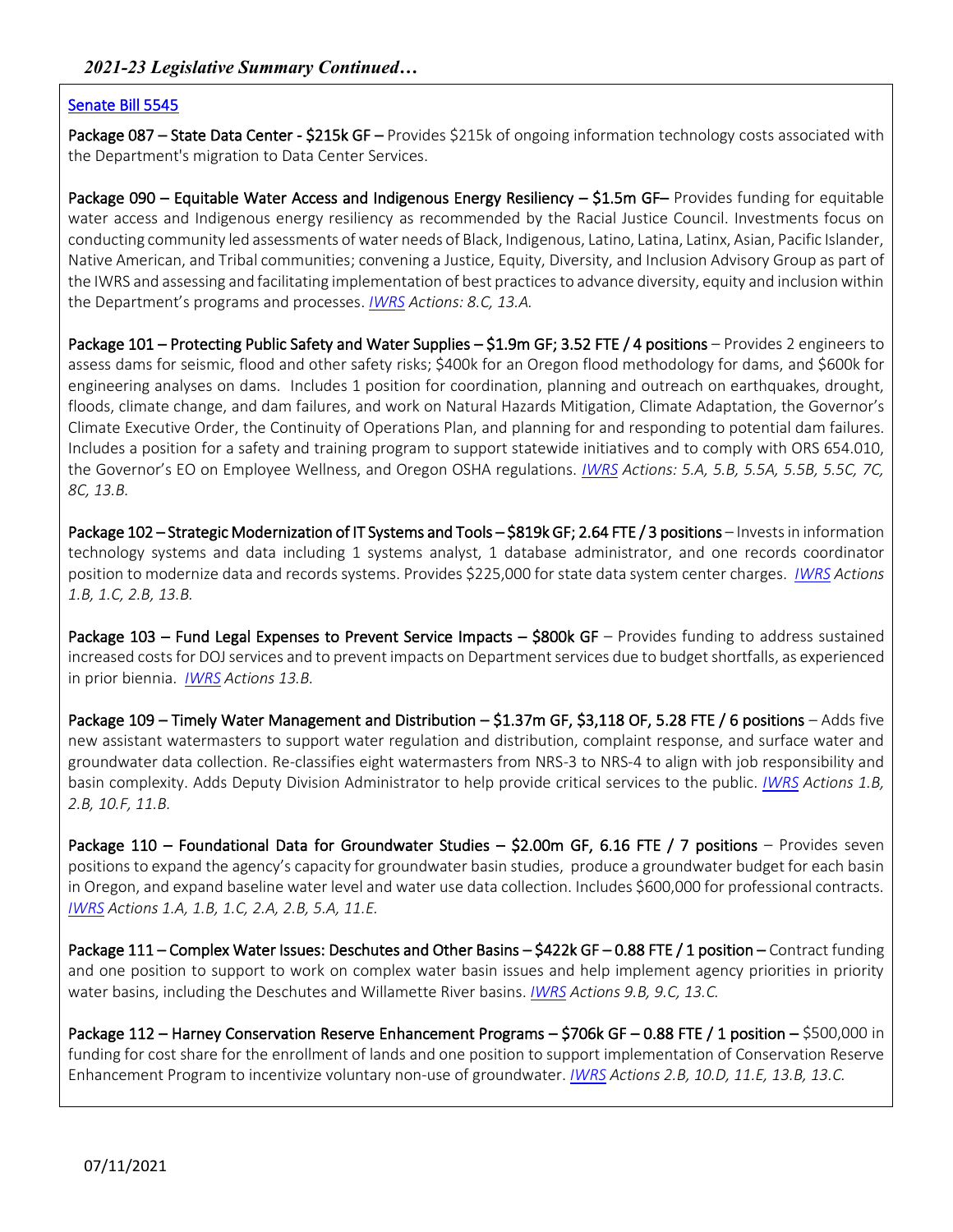## *2021-23 Legislative Summary Continued…*

[Senate Bill 5545](#)

**Package 087 – State Data Center - $215k GF –** Provides $215k of ongoing information technology costs associated with the Department's migration to Data Center Services.

**Package 090 – Equitable Water Access and Indigenous Energy Resiliency – $1.5m GF–** Provides funding for equitable water access and Indigenous energy resiliency as recommended by the Racial Justice Council. Investments focus on conducting community led assessments of water needs of Black, Indigenous, Latino, Latina, Latinx, Asian, Pacific Islander, Native American, and Tribal communities; convening a Justice, Equity, Diversity, and Inclusion Advisory Group as part of the IWRS and assessing and facilitating implementation of best practices to advance diversity, equity and inclusion within the Department's programs and processes. *IWRS Actions: 8.C, 13.A.*

**Package 101 – Protecting Public Safety and Water Supplies – $1.9m GF; 3.52 FTE / 4 positions** – Provides 2 engineers to assess dams for seismic, flood and other safety risks; $400k for an Oregon flood methodology for dams, and $600k for engineering analyses on dams. Includes 1 position for coordination, planning and outreach on earthquakes, drought, floods, climate change, and dam failures, and work on Natural Hazards Mitigation, Climate Adaptation, the Governor's Climate Executive Order, the Continuity of Operations Plan, and planning for and responding to potential dam failures. Includes a position for a safety and training program to support statewide initiatives and to comply with ORS 654.010, the Governor's EO on Employee Wellness, and Oregon OSHA regulations. *IWRS Actions: 5.A, 5.B, 5.5A, 5.5B, 5.5C, 7C, 8C, 13.B.*

**Package 102 – Strategic Modernization of IT Systems and Tools – $819k GF; 2.64 FTE / 3 positions** – Invests in information technology systems and data including 1 systems analyst, 1 database administrator, and one records coordinator position to modernize data and records systems. Provides $225,000 for state data system center charges. *IWRS Actions 1.B, 1.C, 2.B, 13.B.*

**Package 103 – Fund Legal Expenses to Prevent Service Impacts – $800k GF** – Provides funding to address sustained increased costs for DOJ services and to prevent impacts on Department services due to budget shortfalls, as experienced in prior biennia. *IWRS Actions 13.B.*

**Package 109 – Timely Water Management and Distribution – $1.37m GF, $3,118 OF, 5.28 FTE / 6 positions** – Adds five new assistant watermasters to support water regulation and distribution, complaint response, and surface water and groundwater data collection. Re-classifies eight watermasters from NRS-3 to NRS-4 to align with job responsibility and basin complexity. Adds Deputy Division Administrator to help provide critical services to the public. *IWRS Actions 1.B, 2.B, 10.F, 11.B.*

**Package 110 – Foundational Data for Groundwater Studies – $2.00m GF, 6.16 FTE / 7 positions** – Provides seven positions to expand the agency's capacity for groundwater basin studies, produce a groundwater budget for each basin in Oregon, and expand baseline water level and water use data collection. Includes $600,000 for professional contracts. *IWRS Actions 1.A, 1.B, 1.C, 2.A, 2.B, 5.A, 11.E.*

**Package 111 – Complex Water Issues: Deschutes and Other Basins – $422k GF – 0.88 FTE / 1 position –** Contract funding and one position to support to work on complex water basin issues and help implement agency priorities in priority water basins, including the Deschutes and Willamette River basins. *IWRS Actions 9.B, 9.C, 13.C.*

**Package 112 – Harney Conservation Reserve Enhancement Programs – $706k GF – 0.88 FTE / 1 position –** $500,000 in funding for cost share for the enrollment of lands and one position to support implementation of Conservation Reserve Enhancement Program to incentivize voluntary non-use of groundwater. *IWRS Actions 2.B, 10.D, 11.E, 13.B, 13.C.*

07/11/2021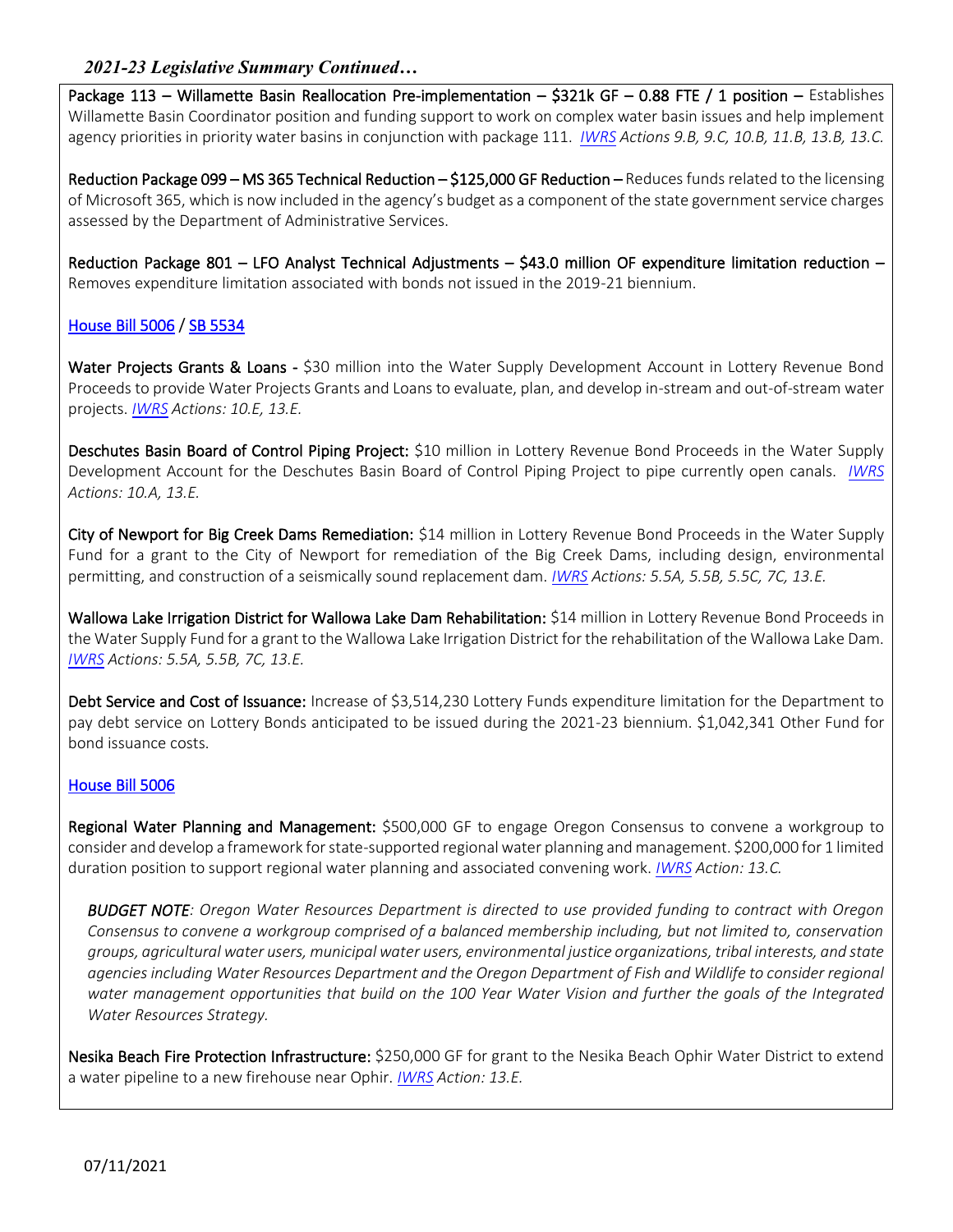*2021-23 Legislative Summary Continued…*

**Package 113 – Willamette Basin Reallocation Pre-implementation – $321k GF – 0.88 FTE / 1 position –** Establishes Willamette Basin Coordinator position and funding support to work on complex water basin issues and help implement agency priorities in priority water basins in conjunction with package 111. *IWRS Actions 9.B, 9.C, 10.B, 11.B, 13.B, 13.C.*

**Reduction Package 099 – MS 365 Technical Reduction – $125,000 GF Reduction –** Reduces funds related to the licensing of Microsoft 365, which is now included in the agency's budget as a component of the state government service charges assessed by the Department of Administrative Services.

**Reduction Package 801 – LFO Analyst Technical Adjustments – $43.0 million OF expenditure limitation reduction –** Removes expenditure limitation associated with bonds not issued in the 2019-21 biennium.

House Bill 5006 / SB 5534

**Water Projects Grants & Loans -** $30 million into the Water Supply Development Account in Lottery Revenue Bond Proceeds to provide Water Projects Grants and Loans to evaluate, plan, and develop in-stream and out-of-stream water projects. *IWRS Actions: 10.E, 13.E.*

**Deschutes Basin Board of Control Piping Project:** $10 million in Lottery Revenue Bond Proceeds in the Water Supply Development Account for the Deschutes Basin Board of Control Piping Project to pipe currently open canals. *IWRS Actions: 10.A, 13.E.*

**City of Newport for Big Creek Dams Remediation:** $14 million in Lottery Revenue Bond Proceeds in the Water Supply Fund for a grant to the City of Newport for remediation of the Big Creek Dams, including design, environmental permitting, and construction of a seismically sound replacement dam. *IWRS Actions: 5.5A, 5.5B, 5.5C, 7C, 13.E.*

**Wallowa Lake Irrigation District for Wallowa Lake Dam Rehabilitation:** $14 million in Lottery Revenue Bond Proceeds in the Water Supply Fund for a grant to the Wallowa Lake Irrigation District for the rehabilitation of the Wallowa Lake Dam. *IWRS Actions: 5.5A, 5.5B, 7C, 13.E.*

**Debt Service and Cost of Issuance:** Increase of $3,514,230 Lottery Funds expenditure limitation for the Department to pay debt service on Lottery Bonds anticipated to be issued during the 2021-23 biennium. $1,042,341 Other Fund for bond issuance costs.

House Bill 5006

**Regional Water Planning and Management:** $500,000 GF to engage Oregon Consensus to convene a workgroup to consider and develop a framework for state-supported regional water planning and management. $200,000 for 1 limited duration position to support regional water planning and associated convening work. *IWRS Action: 13.C.*

> ***BUDGET NOTE****: Oregon Water Resources Department is directed to use provided funding to contract with Oregon Consensus to convene a workgroup comprised of a balanced membership including, but not limited to, conservation groups, agricultural water users, municipal water users, environmental justice organizations, tribal interests, and state agencies including Water Resources Department and the Oregon Department of Fish and Wildlife to consider regional water management opportunities that build on the 100 Year Water Vision and further the goals of the Integrated Water Resources Strategy.*

**Nesika Beach Fire Protection Infrastructure:** $250,000 GF for grant to the Nesika Beach Ophir Water District to extend a water pipeline to a new firehouse near Ophir. *IWRS Action: 13.E.*

07/11/2021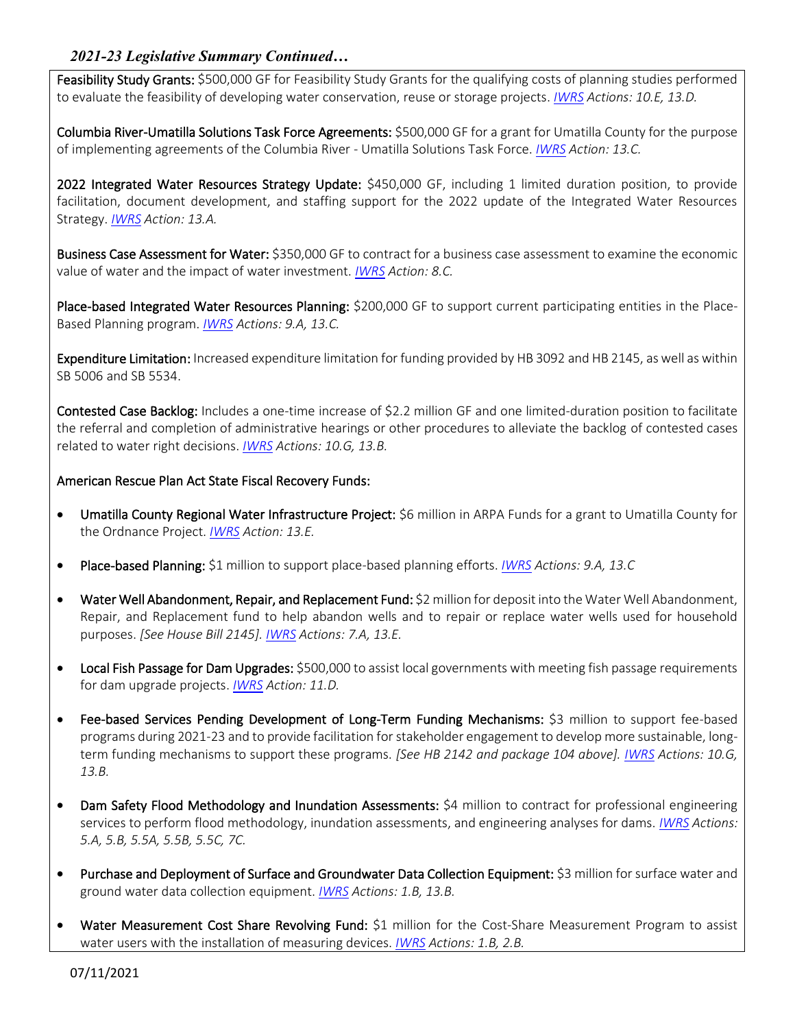*2021-23 Legislative Summary Continued…*

**Feasibility Study Grants:** $500,000 GF for Feasibility Study Grants for the qualifying costs of planning studies performed to evaluate the feasibility of developing water conservation, reuse or storage projects. *IWRS Actions: 10.E, 13.D.*

**Columbia River-Umatilla Solutions Task Force Agreements:** $500,000 GF for a grant for Umatilla County for the purpose of implementing agreements of the Columbia River - Umatilla Solutions Task Force. *IWRS Action: 13.C.*

**2022 Integrated Water Resources Strategy Update:** $450,000 GF, including 1 limited duration position, to provide facilitation, document development, and staffing support for the 2022 update of the Integrated Water Resources Strategy. *IWRS Action: 13.A.*

**Business Case Assessment for Water:** $350,000 GF to contract for a business case assessment to examine the economic value of water and the impact of water investment. *IWRS Action: 8.C.*

**Place-based Integrated Water Resources Planning:** $200,000 GF to support current participating entities in the Place-Based Planning program. *IWRS Actions: 9.A, 13.C.*

**Expenditure Limitation:** Increased expenditure limitation for funding provided by HB 3092 and HB 2145, as well as within SB 5006 and SB 5534.

**Contested Case Backlog:** Includes a one-time increase of $2.2 million GF and one limited-duration position to facilitate the referral and completion of administrative hearings or other procedures to alleviate the backlog of contested cases related to water right decisions. *IWRS Actions: 10.G, 13.B.*

**American Rescue Plan Act State Fiscal Recovery Funds:**

- **Umatilla County Regional Water Infrastructure Project:** $6 million in ARPA Funds for a grant to Umatilla County for the Ordnance Project. *IWRS Action: 13.E.*
- **Place-based Planning:** $1 million to support place-based planning efforts. *IWRS Actions: 9.A, 13.C*
- **Water Well Abandonment, Repair, and Replacement Fund:** $2 million for deposit into the Water Well Abandonment, Repair, and Replacement fund to help abandon wells and to repair or replace water wells used for household purposes. *[See House Bill 2145]. IWRS Actions: 7.A, 13.E.*
- **Local Fish Passage for Dam Upgrades:** $500,000 to assist local governments with meeting fish passage requirements for dam upgrade projects. *IWRS Action: 11.D.*
- **Fee-based Services Pending Development of Long-Term Funding Mechanisms:** $3 million to support fee-based programs during 2021-23 and to provide facilitation for stakeholder engagement to develop more sustainable, long-term funding mechanisms to support these programs. *[See HB 2142 and package 104 above]. IWRS Actions: 10.G, 13.B.*
- **Dam Safety Flood Methodology and Inundation Assessments:** $4 million to contract for professional engineering services to perform flood methodology, inundation assessments, and engineering analyses for dams. *IWRS Actions: 5.A, 5.B, 5.5A, 5.5B, 5.5C, 7C.*
- **Purchase and Deployment of Surface and Groundwater Data Collection Equipment:** $3 million for surface water and ground water data collection equipment. *IWRS Actions: 1.B, 13.B.*
- **Water Measurement Cost Share Revolving Fund:** $1 million for the Cost-Share Measurement Program to assist water users with the installation of measuring devices. *IWRS Actions: 1.B, 2.B.*

07/11/2021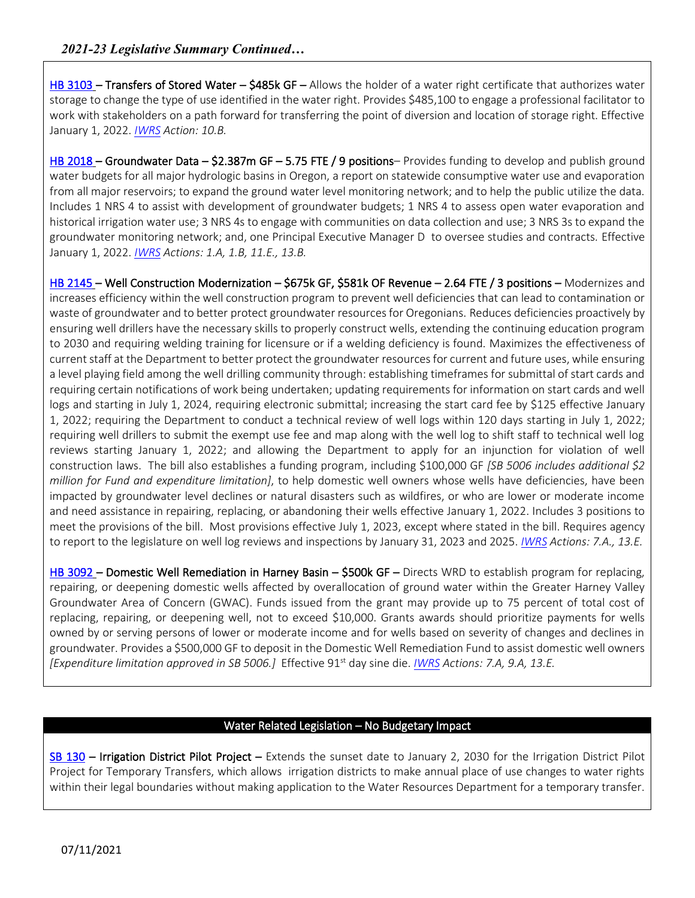## *2021-23 Legislative Summary Continued…*

HB 3103 – **Transfers of Stored Water – $485k GF –** Allows the holder of a water right certificate that authorizes water storage to change the type of use identified in the water right. Provides $485,100 to engage a professional facilitator to work with stakeholders on a path forward for transferring the point of diversion and location of storage right. Effective January 1, 2022. *IWRS Action: 10.B.*

HB 2018 – **Groundwater Data – $2.387m GF – 5.75 FTE / 9 positions**– Provides funding to develop and publish ground water budgets for all major hydrologic basins in Oregon, a report on statewide consumptive water use and evaporation from all major reservoirs; to expand the ground water level monitoring network; and to help the public utilize the data. Includes 1 NRS 4 to assist with development of groundwater budgets; 1 NRS 4 to assess open water evaporation and historical irrigation water use; 3 NRS 4s to engage with communities on data collection and use; 3 NRS 3s to expand the groundwater monitoring network; and, one Principal Executive Manager D to oversee studies and contracts. Effective January 1, 2022. *IWRS Actions: 1.A, 1.B, 11.E., 13.B.*

HB 2145 – **Well Construction Modernization – $675k GF, $581k OF Revenue – 2.64 FTE / 3 positions –** Modernizes and increases efficiency within the well construction program to prevent well deficiencies that can lead to contamination or waste of groundwater and to better protect groundwater resources for Oregonians. Reduces deficiencies proactively by ensuring well drillers have the necessary skills to properly construct wells, extending the continuing education program to 2030 and requiring welding training for licensure or if a welding deficiency is found. Maximizes the effectiveness of current staff at the Department to better protect the groundwater resources for current and future uses, while ensuring a level playing field among the well drilling community through: establishing timeframes for submittal of start cards and requiring certain notifications of work being undertaken; updating requirements for information on start cards and well logs and starting in July 1, 2024, requiring electronic submittal; increasing the start card fee by $125 effective January 1, 2022; requiring the Department to conduct a technical review of well logs within 120 days starting in July 1, 2022; requiring well drillers to submit the exempt use fee and map along with the well log to shift staff to technical well log reviews starting January 1, 2022; and allowing the Department to apply for an injunction for violation of well construction laws. The bill also establishes a funding program, including $100,000 GF *[SB 5006 includes additional $2 million for Fund and expenditure limitation]*, to help domestic well owners whose wells have deficiencies, have been impacted by groundwater level declines or natural disasters such as wildfires, or who are lower or moderate income and need assistance in repairing, replacing, or abandoning their wells effective January 1, 2022. Includes 3 positions to meet the provisions of the bill. Most provisions effective July 1, 2023, except where stated in the bill. Requires agency to report to the legislature on well log reviews and inspections by January 31, 2023 and 2025. *IWRS Actions: 7.A., 13.E.*

HB 3092 – **Domestic Well Remediation in Harney Basin – $500k GF –** Directs WRD to establish program for replacing, repairing, or deepening domestic wells affected by overallocation of ground water within the Greater Harney Valley Groundwater Area of Concern (GWAC). Funds issued from the grant may provide up to 75 percent of total cost of replacing, repairing, or deepening well, not to exceed $10,000. Grants awards should prioritize payments for wells owned by or serving persons of lower or moderate income and for wells based on severity of changes and declines in groundwater. Provides a $500,000 GF to deposit in the Domestic Well Remediation Fund to assist domestic well owners *[Expenditure limitation approved in SB 5006.]* Effective 91st day sine die. *IWRS Actions: 7.A, 9.A, 13.E.*

### Water Related Legislation – No Budgetary Impact

SB 130 – **Irrigation District Pilot Project –** Extends the sunset date to January 2, 2030 for the Irrigation District Pilot Project for Temporary Transfers, which allows irrigation districts to make annual place of use changes to water rights within their legal boundaries without making application to the Water Resources Department for a temporary transfer.

07/11/2021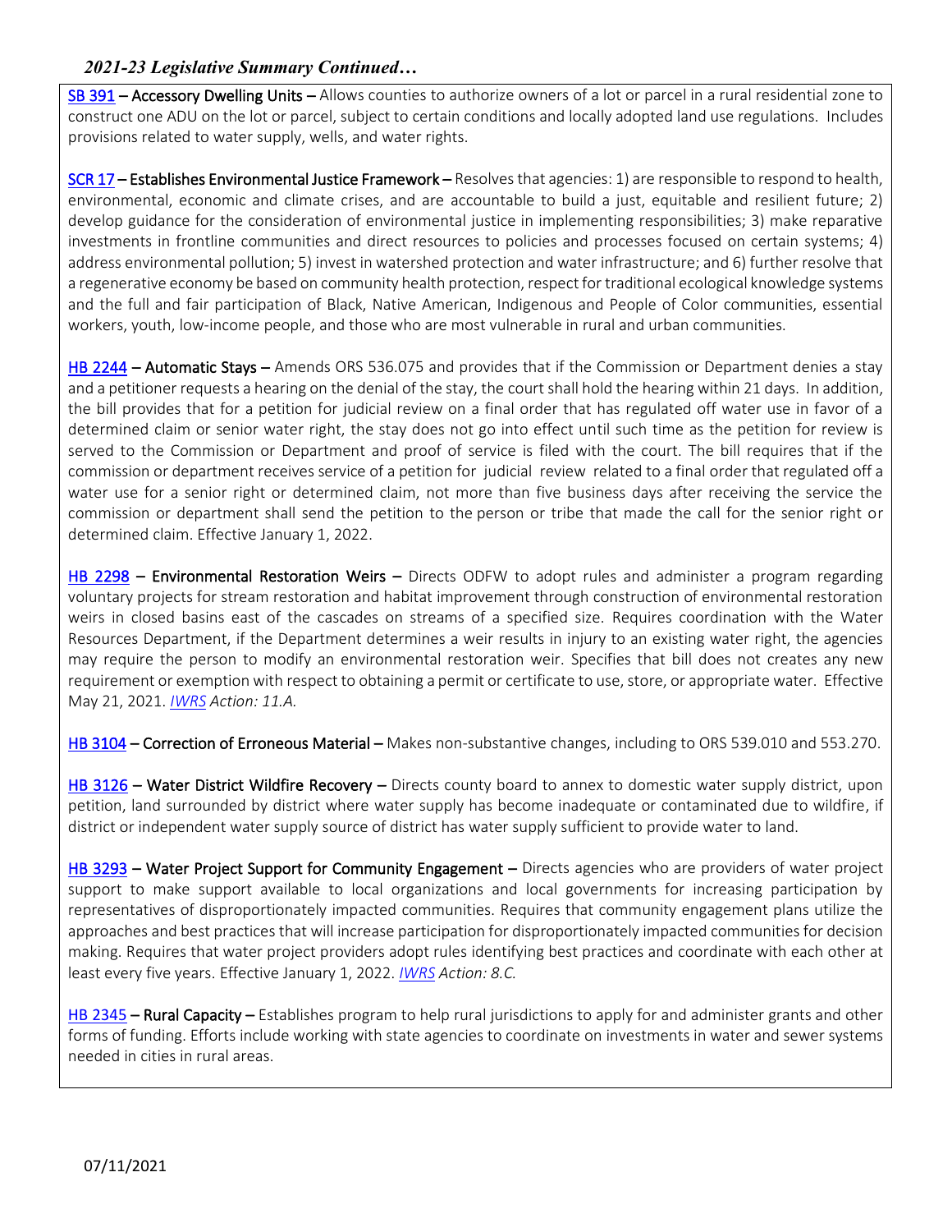*2021-23 Legislative Summary Continued…*

SB 391 – **Accessory Dwelling Units –** Allows counties to authorize owners of a lot or parcel in a rural residential zone to construct one ADU on the lot or parcel, subject to certain conditions and locally adopted land use regulations. Includes provisions related to water supply, wells, and water rights.

SCR 17 – **Establishes Environmental Justice Framework –** Resolves that agencies: 1) are responsible to respond to health, environmental, economic and climate crises, and are accountable to build a just, equitable and resilient future; 2) develop guidance for the consideration of environmental justice in implementing responsibilities; 3) make reparative investments in frontline communities and direct resources to policies and processes focused on certain systems; 4) address environmental pollution; 5) invest in watershed protection and water infrastructure; and 6) further resolve that a regenerative economy be based on community health protection, respect for traditional ecological knowledge systems and the full and fair participation of Black, Native American, Indigenous and People of Color communities, essential workers, youth, low-income people, and those who are most vulnerable in rural and urban communities.

HB 2244 – **Automatic Stays –** Amends ORS 536.075 and provides that if the Commission or Department denies a stay and a petitioner requests a hearing on the denial of the stay, the court shall hold the hearing within 21 days. In addition, the bill provides that for a petition for judicial review on a final order that has regulated off water use in favor of a determined claim or senior water right, the stay does not go into effect until such time as the petition for review is served to the Commission or Department and proof of service is filed with the court. The bill requires that if the commission or department receives service of a petition for judicial review related to a final order that regulated off a water use for a senior right or determined claim, not more than five business days after receiving the service the commission or department shall send the petition to the person or tribe that made the call for the senior right or determined claim. Effective January 1, 2022.

HB 2298 – **Environmental Restoration Weirs –** Directs ODFW to adopt rules and administer a program regarding voluntary projects for stream restoration and habitat improvement through construction of environmental restoration weirs in closed basins east of the cascades on streams of a specified size. Requires coordination with the Water Resources Department, if the Department determines a weir results in injury to an existing water right, the agencies may require the person to modify an environmental restoration weir. Specifies that bill does not creates any new requirement or exemption with respect to obtaining a permit or certificate to use, store, or appropriate water. Effective May 21, 2021. *IWRS Action: 11.A.*

HB 3104 – **Correction of Erroneous Material –** Makes non-substantive changes, including to ORS 539.010 and 553.270.

HB 3126 – **Water District Wildfire Recovery –** Directs county board to annex to domestic water supply district, upon petition, land surrounded by district where water supply has become inadequate or contaminated due to wildfire, if district or independent water supply source of district has water supply sufficient to provide water to land.

HB 3293 – **Water Project Support for Community Engagement –** Directs agencies who are providers of water project support to make support available to local organizations and local governments for increasing participation by representatives of disproportionately impacted communities. Requires that community engagement plans utilize the approaches and best practices that will increase participation for disproportionately impacted communities for decision making. Requires that water project providers adopt rules identifying best practices and coordinate with each other at least every five years. Effective January 1, 2022. *IWRS Action: 8.C.*

HB 2345 – **Rural Capacity –** Establishes program to help rural jurisdictions to apply for and administer grants and other forms of funding. Efforts include working with state agencies to coordinate on investments in water and sewer systems needed in cities in rural areas.

07/11/2021